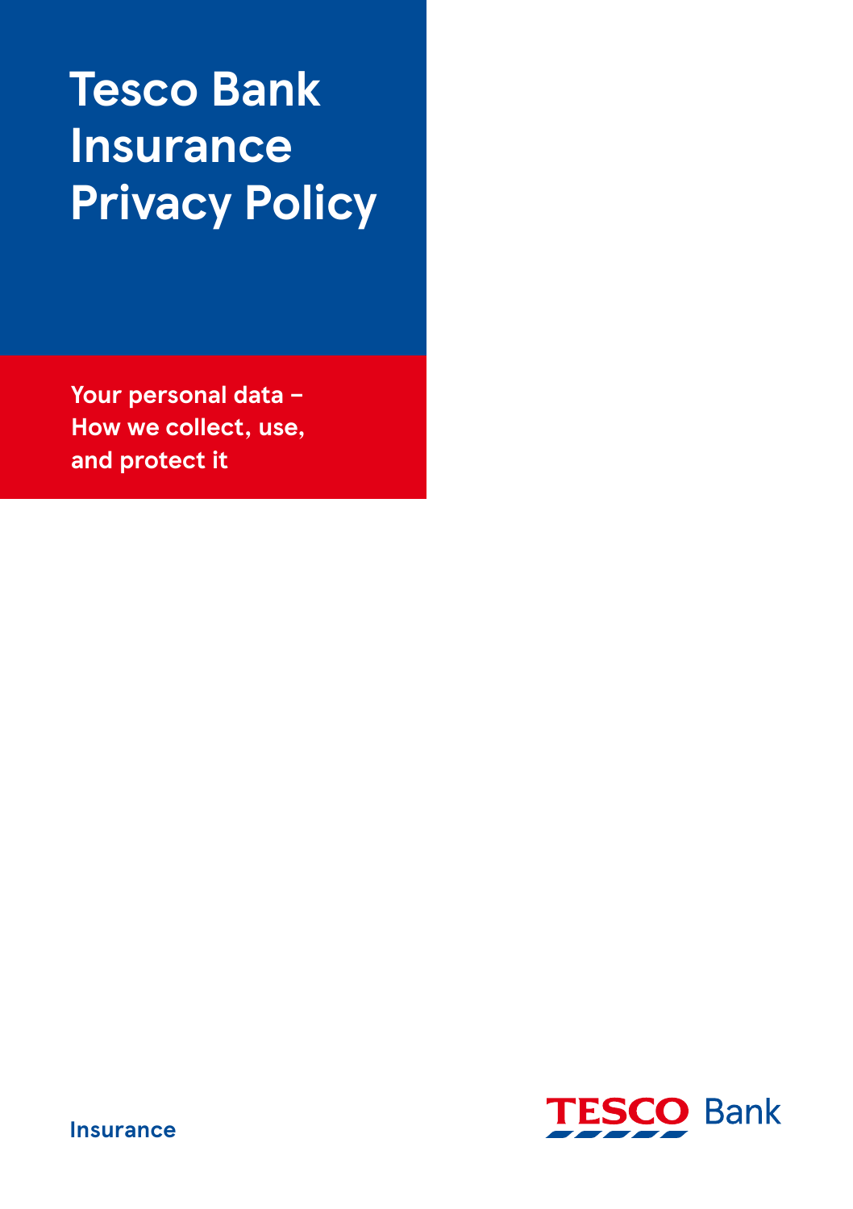# Tesco Bank Insurance Privacy Policy

**Your personal data – How we collect, use, and protect it**

Insurance

TESCO Bank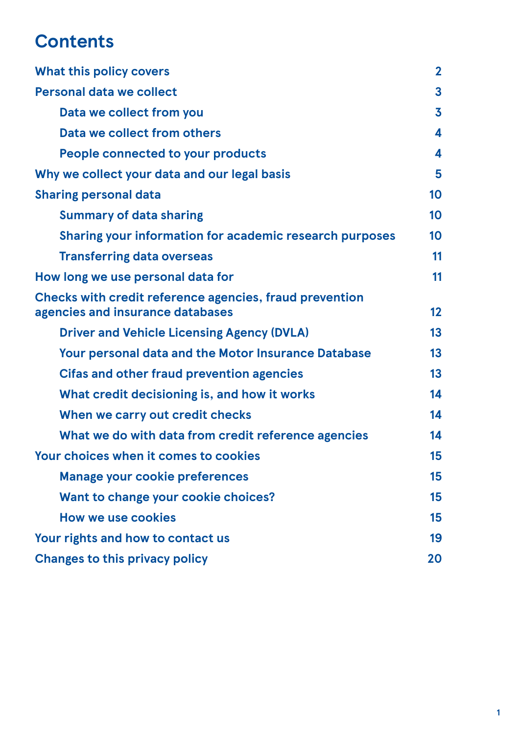# Contents

| | |
|---|---|
| What this policy covers | 2 |
| Personal data we collect | 3 |
| &nbsp;&nbsp;&nbsp;&nbsp;Data we collect from you | 3 |
| &nbsp;&nbsp;&nbsp;&nbsp;Data we collect from others | 4 |
| &nbsp;&nbsp;&nbsp;&nbsp;People connected to your products | 4 |
| Why we collect your data and our legal basis | 5 |
| Sharing personal data | 10 |
| &nbsp;&nbsp;&nbsp;&nbsp;Summary of data sharing | 10 |
| &nbsp;&nbsp;&nbsp;&nbsp;Sharing your information for academic research purposes | 10 |
| &nbsp;&nbsp;&nbsp;&nbsp;Transferring data overseas | 11 |
| How long we use personal data for | 11 |
| Checks with credit reference agencies, fraud prevention agencies and insurance databases | 12 |
| &nbsp;&nbsp;&nbsp;&nbsp;Driver and Vehicle Licensing Agency (DVLA) | 13 |
| &nbsp;&nbsp;&nbsp;&nbsp;Your personal data and the Motor Insurance Database | 13 |
| &nbsp;&nbsp;&nbsp;&nbsp;Cifas and other fraud prevention agencies | 13 |
| &nbsp;&nbsp;&nbsp;&nbsp;What credit decisioning is, and how it works | 14 |
| &nbsp;&nbsp;&nbsp;&nbsp;When we carry out credit checks | 14 |
| &nbsp;&nbsp;&nbsp;&nbsp;What we do with data from credit reference agencies | 14 |
| Your choices when it comes to cookies | 15 |
| &nbsp;&nbsp;&nbsp;&nbsp;Manage your cookie preferences | 15 |
| &nbsp;&nbsp;&nbsp;&nbsp;Want to change your cookie choices? | 15 |
| &nbsp;&nbsp;&nbsp;&nbsp;How we use cookies | 15 |
| Your rights and how to contact us | 19 |
| Changes to this privacy policy | 20 |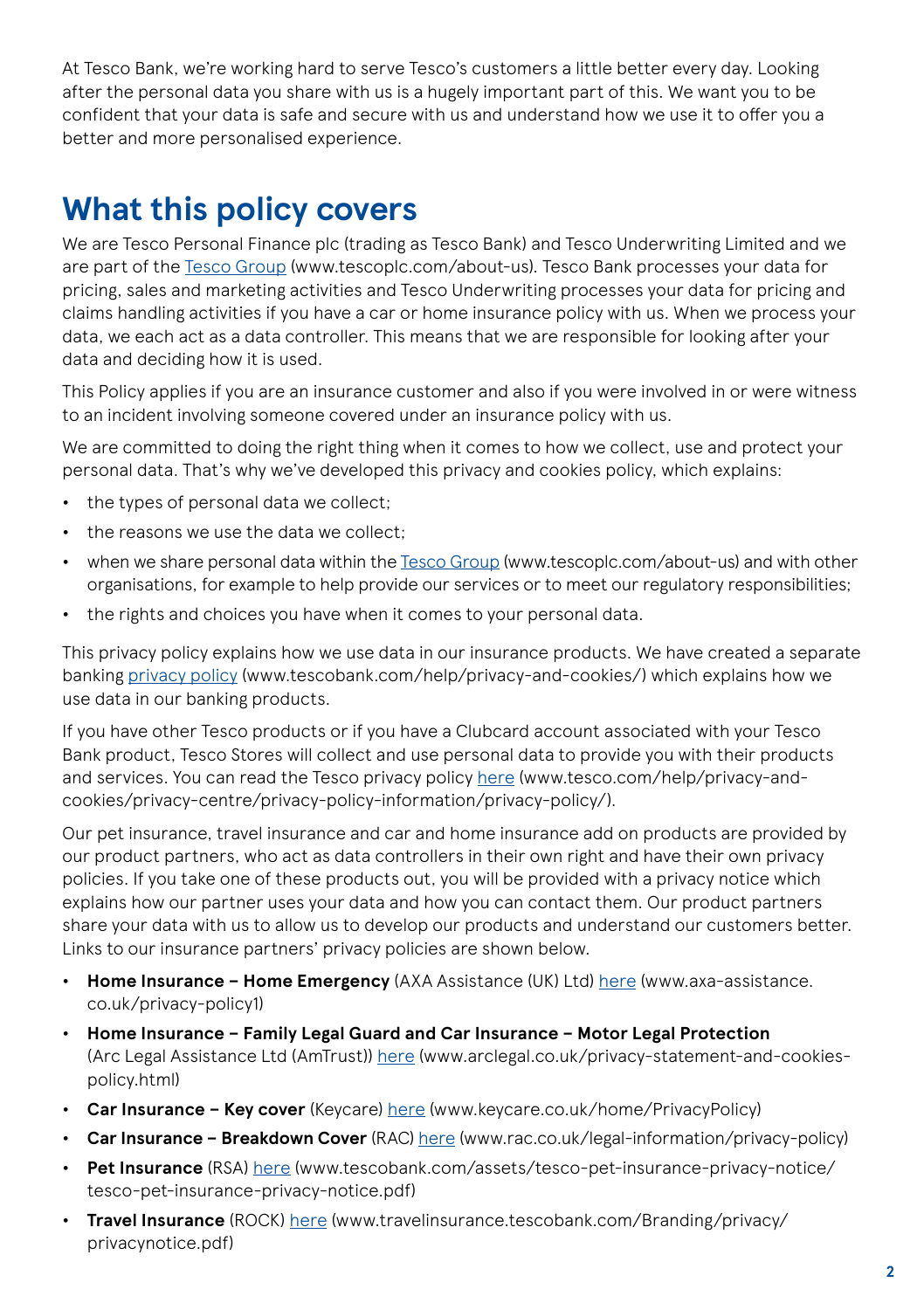At Tesco Bank, we're working hard to serve Tesco's customers a little better every day. Looking after the personal data you share with us is a hugely important part of this. We want you to be confident that your data is safe and secure with us and understand how we use it to offer you a better and more personalised experience.

## What this policy covers

We are Tesco Personal Finance plc (trading as Tesco Bank) and Tesco Underwriting Limited and we are part of the Tesco Group (www.tescoplc.com/about-us). Tesco Bank processes your data for pricing, sales and marketing activities and Tesco Underwriting processes your data for pricing and claims handling activities if you have a car or home insurance policy with us. When we process your data, we each act as a data controller. This means that we are responsible for looking after your data and deciding how it is used.

This Policy applies if you are an insurance customer and also if you were involved in or were witness to an incident involving someone covered under an insurance policy with us.

We are committed to doing the right thing when it comes to how we collect, use and protect your personal data. That's why we've developed this privacy and cookies policy, which explains:

- the types of personal data we collect;
- the reasons we use the data we collect;
- when we share personal data within the Tesco Group (www.tescoplc.com/about-us) and with other organisations, for example to help provide our services or to meet our regulatory responsibilities;
- the rights and choices you have when it comes to your personal data.

This privacy policy explains how we use data in our insurance products. We have created a separate banking privacy policy (www.tescobank.com/help/privacy-and-cookies/) which explains how we use data in our banking products.

If you have other Tesco products or if you have a Clubcard account associated with your Tesco Bank product, Tesco Stores will collect and use personal data to provide you with their products and services. You can read the Tesco privacy policy here (www.tesco.com/help/privacy-and-cookies/privacy-centre/privacy-policy-information/privacy-policy/).

Our pet insurance, travel insurance and car and home insurance add on products are provided by our product partners, who act as data controllers in their own right and have their own privacy policies. If you take one of these products out, you will be provided with a privacy notice which explains how our partner uses your data and how you can contact them. Our product partners share your data with us to allow us to develop our products and understand our customers better. Links to our insurance partners' privacy policies are shown below.

- **Home Insurance – Home Emergency** (AXA Assistance (UK) Ltd) here (www.axa-assistance.co.uk/privacy-policy1)
- **Home Insurance – Family Legal Guard and Car Insurance – Motor Legal Protection** (Arc Legal Assistance Ltd (AmTrust)) here (www.arclegal.co.uk/privacy-statement-and-cookies-policy.html)
- **Car Insurance – Key cover** (Keycare) here (www.keycare.co.uk/home/PrivacyPolicy)
- **Car Insurance – Breakdown Cover** (RAC) here (www.rac.co.uk/legal-information/privacy-policy)
- **Pet Insurance** (RSA) here (www.tescobank.com/assets/tesco-pet-insurance-privacy-notice/tesco-pet-insurance-privacy-notice.pdf)
- **Travel Insurance** (ROCK) here (www.travelinsurance.tescobank.com/Branding/privacy/privacynotice.pdf)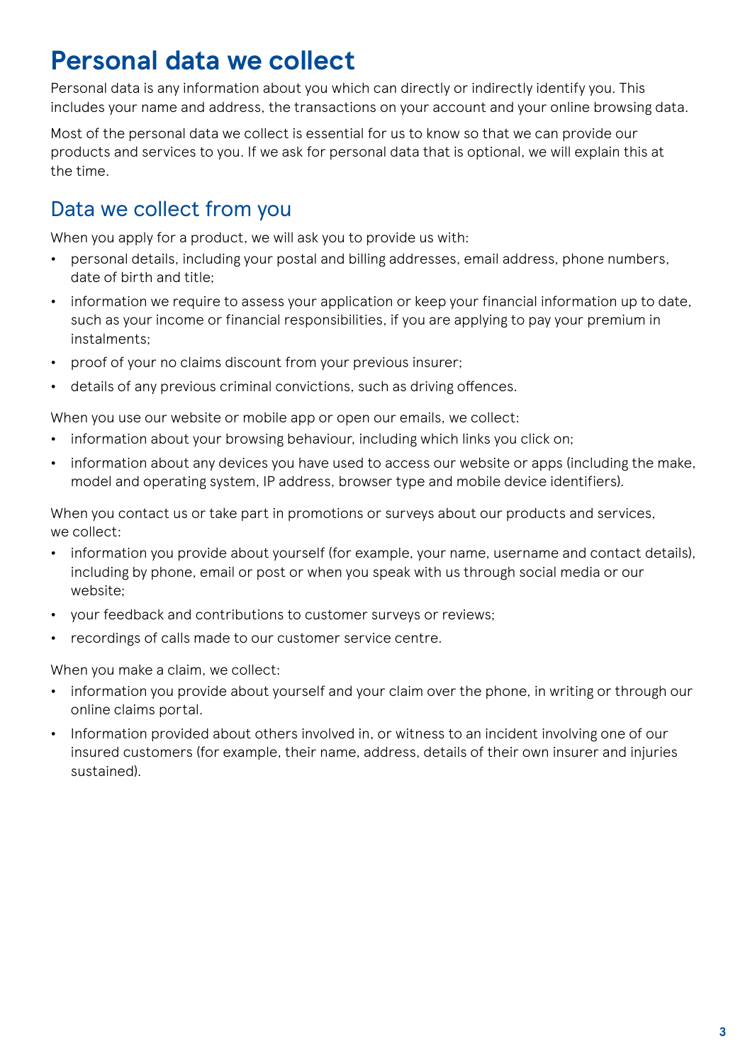# Personal data we collect

Personal data is any information about you which can directly or indirectly identify you. This includes your name and address, the transactions on your account and your online browsing data.

Most of the personal data we collect is essential for us to know so that we can provide our products and services to you. If we ask for personal data that is optional, we will explain this at the time.

## Data we collect from you

When you apply for a product, we will ask you to provide us with:

- personal details, including your postal and billing addresses, email address, phone numbers, date of birth and title;
- information we require to assess your application or keep your financial information up to date, such as your income or financial responsibilities, if you are applying to pay your premium in instalments;
- proof of your no claims discount from your previous insurer;
- details of any previous criminal convictions, such as driving offences.

When you use our website or mobile app or open our emails, we collect:

- information about your browsing behaviour, including which links you click on;
- information about any devices you have used to access our website or apps (including the make, model and operating system, IP address, browser type and mobile device identifiers).

When you contact us or take part in promotions or surveys about our products and services, we collect:

- information you provide about yourself (for example, your name, username and contact details), including by phone, email or post or when you speak with us through social media or our website;
- your feedback and contributions to customer surveys or reviews;
- recordings of calls made to our customer service centre.

When you make a claim, we collect:

- information you provide about yourself and your claim over the phone, in writing or through our online claims portal.
- Information provided about others involved in, or witness to an incident involving one of our insured customers (for example, their name, address, details of their own insurer and injuries sustained).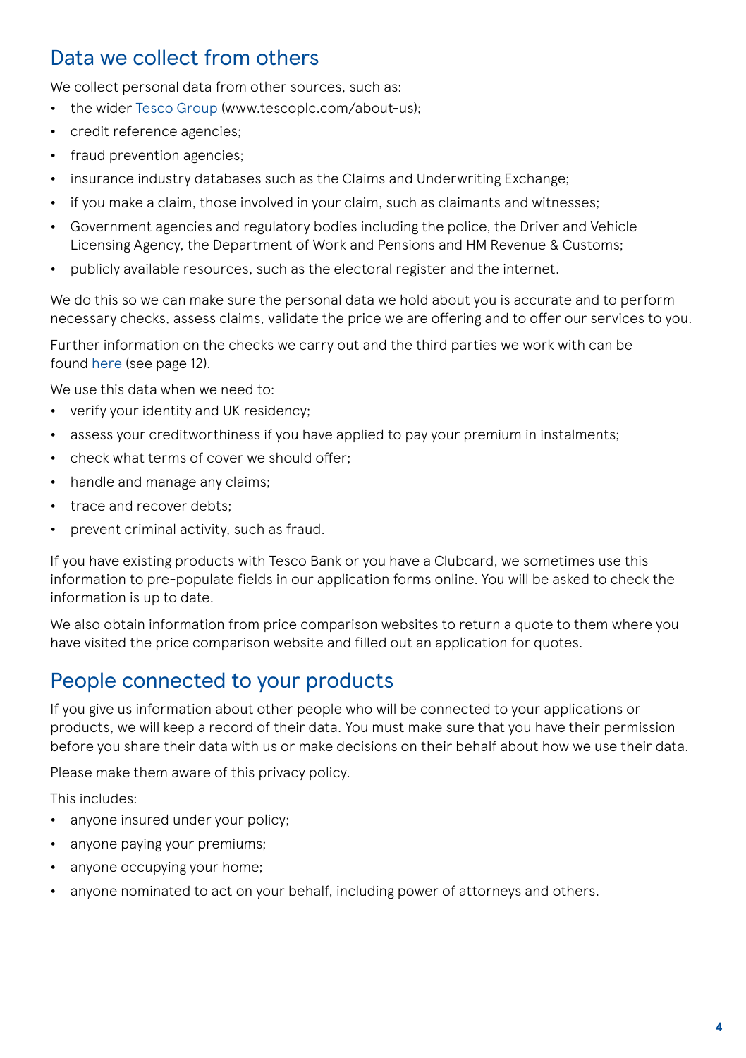## Data we collect from others

We collect personal data from other sources, such as:

- the wider Tesco Group (www.tescoplc.com/about-us);
- credit reference agencies;
- fraud prevention agencies;
- insurance industry databases such as the Claims and Underwriting Exchange;
- if you make a claim, those involved in your claim, such as claimants and witnesses;
- Government agencies and regulatory bodies including the police, the Driver and Vehicle Licensing Agency, the Department of Work and Pensions and HM Revenue & Customs;
- publicly available resources, such as the electoral register and the internet.

We do this so we can make sure the personal data we hold about you is accurate and to perform necessary checks, assess claims, validate the price we are offering and to offer our services to you.

Further information on the checks we carry out and the third parties we work with can be found here (see page 12).

We use this data when we need to:

- verify your identity and UK residency;
- assess your creditworthiness if you have applied to pay your premium in instalments;
- check what terms of cover we should offer;
- handle and manage any claims;
- trace and recover debts;
- prevent criminal activity, such as fraud.

If you have existing products with Tesco Bank or you have a Clubcard, we sometimes use this information to pre-populate fields in our application forms online. You will be asked to check the information is up to date.

We also obtain information from price comparison websites to return a quote to them where you have visited the price comparison website and filled out an application for quotes.

## People connected to your products

If you give us information about other people who will be connected to your applications or products, we will keep a record of their data. You must make sure that you have their permission before you share their data with us or make decisions on their behalf about how we use their data.

Please make them aware of this privacy policy.

This includes:

- anyone insured under your policy;
- anyone paying your premiums;
- anyone occupying your home;
- anyone nominated to act on your behalf, including power of attorneys and others.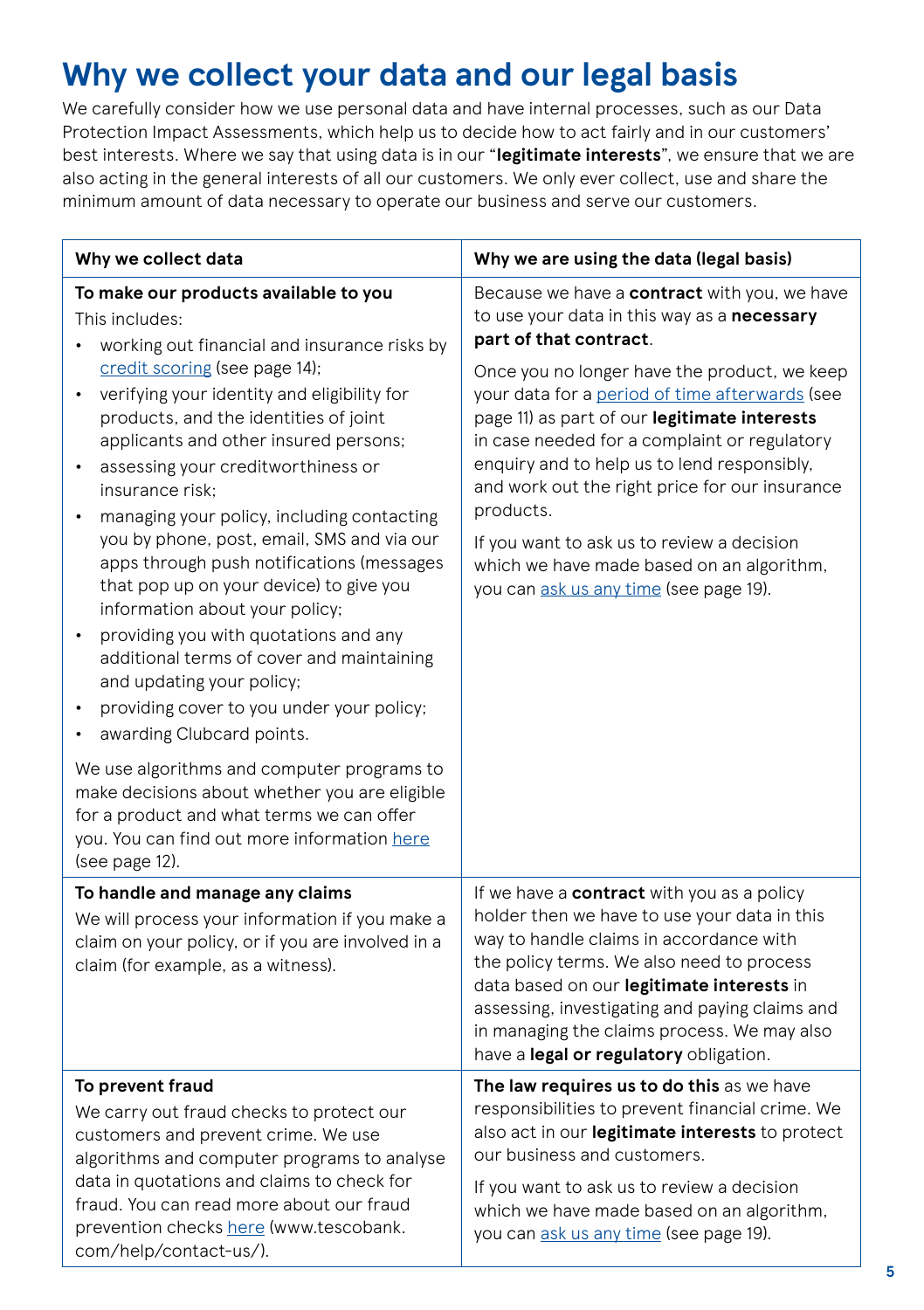# Why we collect your data and our legal basis

We carefully consider how we use personal data and have internal processes, such as our Data Protection Impact Assessments, which help us to decide how to act fairly and in our customers' best interests. Where we say that using data is in our "**legitimate interests**", we ensure that we are also acting in the general interests of all our customers. We only ever collect, use and share the minimum amount of data necessary to operate our business and serve our customers.

| Why we collect data | Why we are using the data (legal basis) |
|---|---|
| **To make our products available to you**<br>This includes:<br>• working out financial and insurance risks by credit scoring (see page 14);<br>• verifying your identity and eligibility for products, and the identities of joint applicants and other insured persons;<br>• assessing your creditworthiness or insurance risk;<br>• managing your policy, including contacting you by phone, post, email, SMS and via our apps through push notifications (messages that pop up on your device) to give you information about your policy;<br>• providing you with quotations and any additional terms of cover and maintaining and updating your policy;<br>• providing cover to you under your policy;<br>• awarding Clubcard points.<br><br>We use algorithms and computer programs to make decisions about whether you are eligible for a product and what terms we can offer you. You can find out more information here (see page 12). | Because we have a **contract** with you, we have to use your data in this way as a **necessary part of that contract**.<br><br>Once you no longer have the product, we keep your data for a period of time afterwards (see page 11) as part of our **legitimate interests** in case needed for a complaint or regulatory enquiry and to help us to lend responsibly, and work out the right price for our insurance products.<br><br>If you want to ask us to review a decision which we have made based on an algorithm, you can ask us any time (see page 19). |
| **To handle and manage any claims**<br>We will process your information if you make a claim on your policy, or if you are involved in a claim (for example, as a witness). | If we have a **contract** with you as a policy holder then we have to use your data in this way to handle claims in accordance with the policy terms. We also need to process data based on our **legitimate interests** in assessing, investigating and paying claims and in managing the claims process. We may also have a **legal or regulatory** obligation. |
| **To prevent fraud**<br>We carry out fraud checks to protect our customers and prevent crime. We use algorithms and computer programs to analyse data in quotations and claims to check for fraud. You can read more about our fraud prevention checks here (www.tescobank.com/help/contact-us/). | **The law requires us to do this** as we have responsibilities to prevent financial crime. We also act in our **legitimate interests** to protect our business and customers.<br><br>If you want to ask us to review a decision which we have made based on an algorithm, you can ask us any time (see page 19). |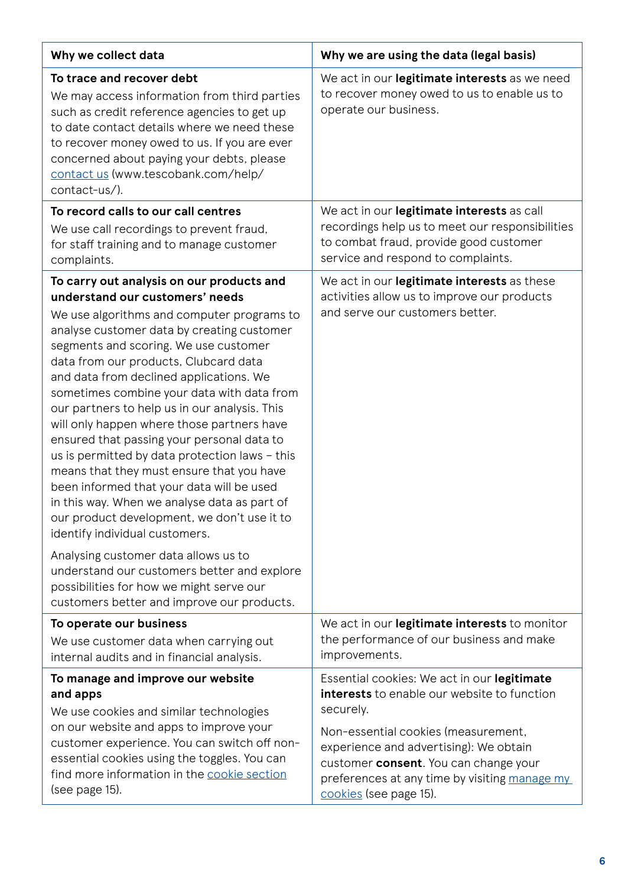| Why we collect data | Why we are using the data (legal basis) |
|---|---|
| **To trace and recover debt**<br>We may access information from third parties such as credit reference agencies to get up to date contact details where we need these to recover money owed to us. If you are ever concerned about paying your debts, please [contact us](www.tescobank.com/help/contact-us/) (www.tescobank.com/help/contact-us/). | We act in our **legitimate interests** as we need to recover money owed to us to enable us to operate our business. |
| **To record calls to our call centres**<br>We use call recordings to prevent fraud, for staff training and to manage customer complaints. | We act in our **legitimate interests** as call recordings help us to meet our responsibilities to combat fraud, provide good customer service and respond to complaints. |
| **To carry out analysis on our products and understand our customers' needs**<br>We use algorithms and computer programs to analyse customer data by creating customer segments and scoring. We use customer data from our products, Clubcard data and data from declined applications. We sometimes combine your data with data from our partners to help us in our analysis. This will only happen where those partners have ensured that passing your personal data to us is permitted by data protection laws – this means that they must ensure that you have been informed that your data will be used in this way. When we analyse data as part of our product development, we don't use it to identify individual customers.<br><br>Analysing customer data allows us to understand our customers better and explore possibilities for how we might serve our customers better and improve our products. | We act in our **legitimate interests** as these activities allow us to improve our products and serve our customers better. |
| **To operate our business**<br>We use customer data when carrying out internal audits and in financial analysis. | We act in our **legitimate interests** to monitor the performance of our business and make improvements. |
| **To manage and improve our website and apps**<br>We use cookies and similar technologies on our website and apps to improve your customer experience. You can switch off non-essential cookies using the toggles. You can find more information in the cookie section (see page 15). | Essential cookies: We act in our **legitimate interests** to enable our website to function securely.<br><br>Non-essential cookies (measurement, experience and advertising): We obtain customer **consent**. You can change your preferences at any time by visiting manage my cookies (see page 15). |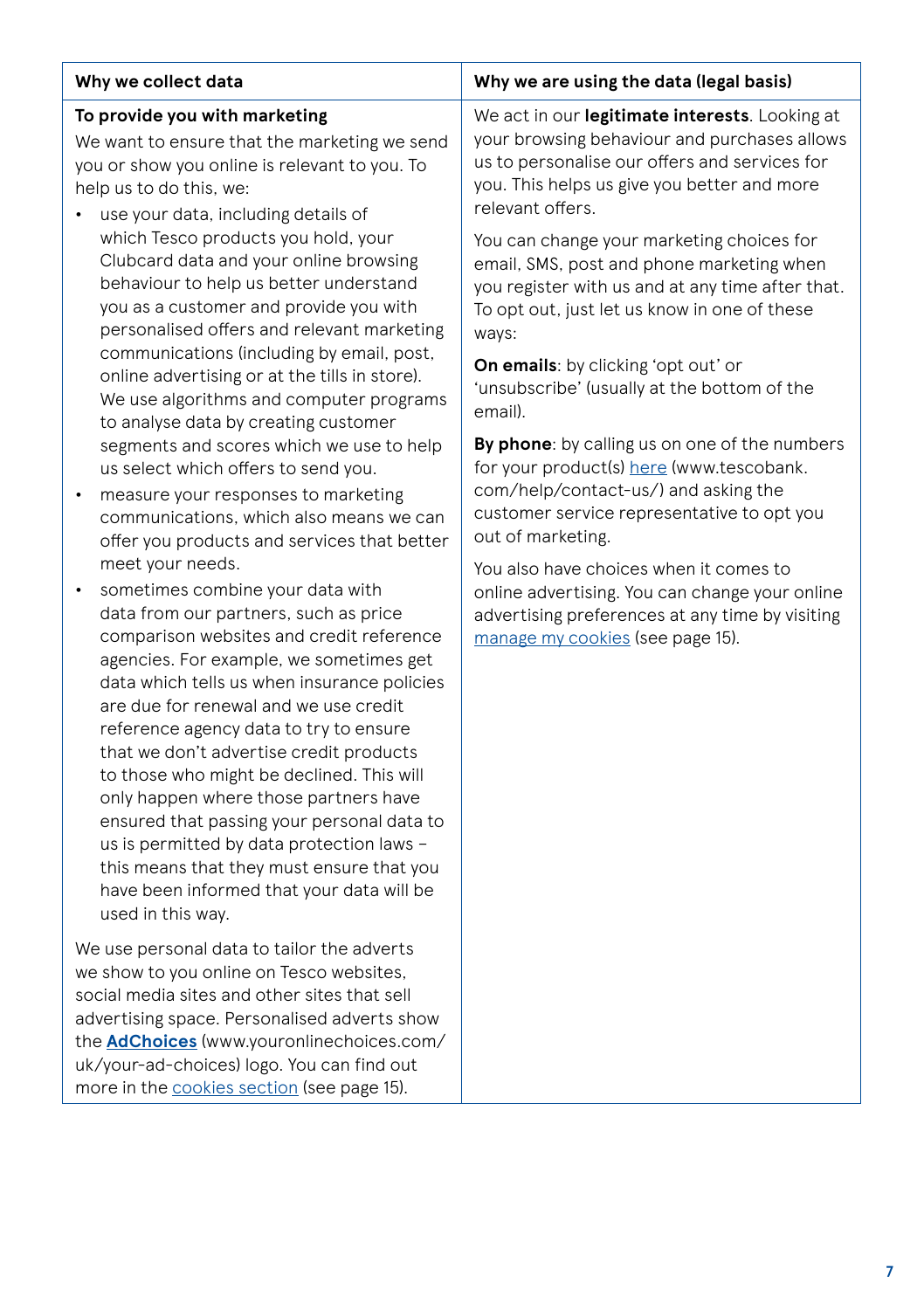| Why we collect data | Why we are using the data (legal basis) |
| --- | --- |
| **To provide you with marketing**<br>We want to ensure that the marketing we send you or show you online is relevant to you. To help us to do this, we:<br>• use your data, including details of which Tesco products you hold, your Clubcard data and your online browsing behaviour to help us better understand you as a customer and provide you with personalised offers and relevant marketing communications (including by email, post, online advertising or at the tills in store). We use algorithms and computer programs to analyse data by creating customer segments and scores which we use to help us select which offers to send you.<br>• measure your responses to marketing communications, which also means we can offer you products and services that better meet your needs.<br>• sometimes combine your data with data from our partners, such as price comparison websites and credit reference agencies. For example, we sometimes get data which tells us when insurance policies are due for renewal and we use credit reference agency data to try to ensure that we don't advertise credit products to those who might be declined. This will only happen where those partners have ensured that passing your personal data to us is permitted by data protection laws – this means that they must ensure that you have been informed that your data will be used in this way.<br><br>We use personal data to tailor the adverts we show to you online on Tesco websites, social media sites and other sites that sell advertising space. Personalised adverts show the **AdChoices** (www.youronlinechoices.com/uk/your-ad-choices) logo. You can find out more in the cookies section (see page 15). | We act in our **legitimate interests**. Looking at your browsing behaviour and purchases allows us to personalise our offers and services for you. This helps us give you better and more relevant offers.<br><br>You can change your marketing choices for email, SMS, post and phone marketing when you register with us and at any time after that. To opt out, just let us know in one of these ways:<br><br>**On emails**: by clicking 'opt out' or 'unsubscribe' (usually at the bottom of the email).<br><br>**By phone**: by calling us on one of the numbers for your product(s) here (www.tescobank.com/help/contact-us/) and asking the customer service representative to opt you out of marketing.<br><br>You also have choices when it comes to online advertising. You can change your online advertising preferences at any time by visiting manage my cookies (see page 15). |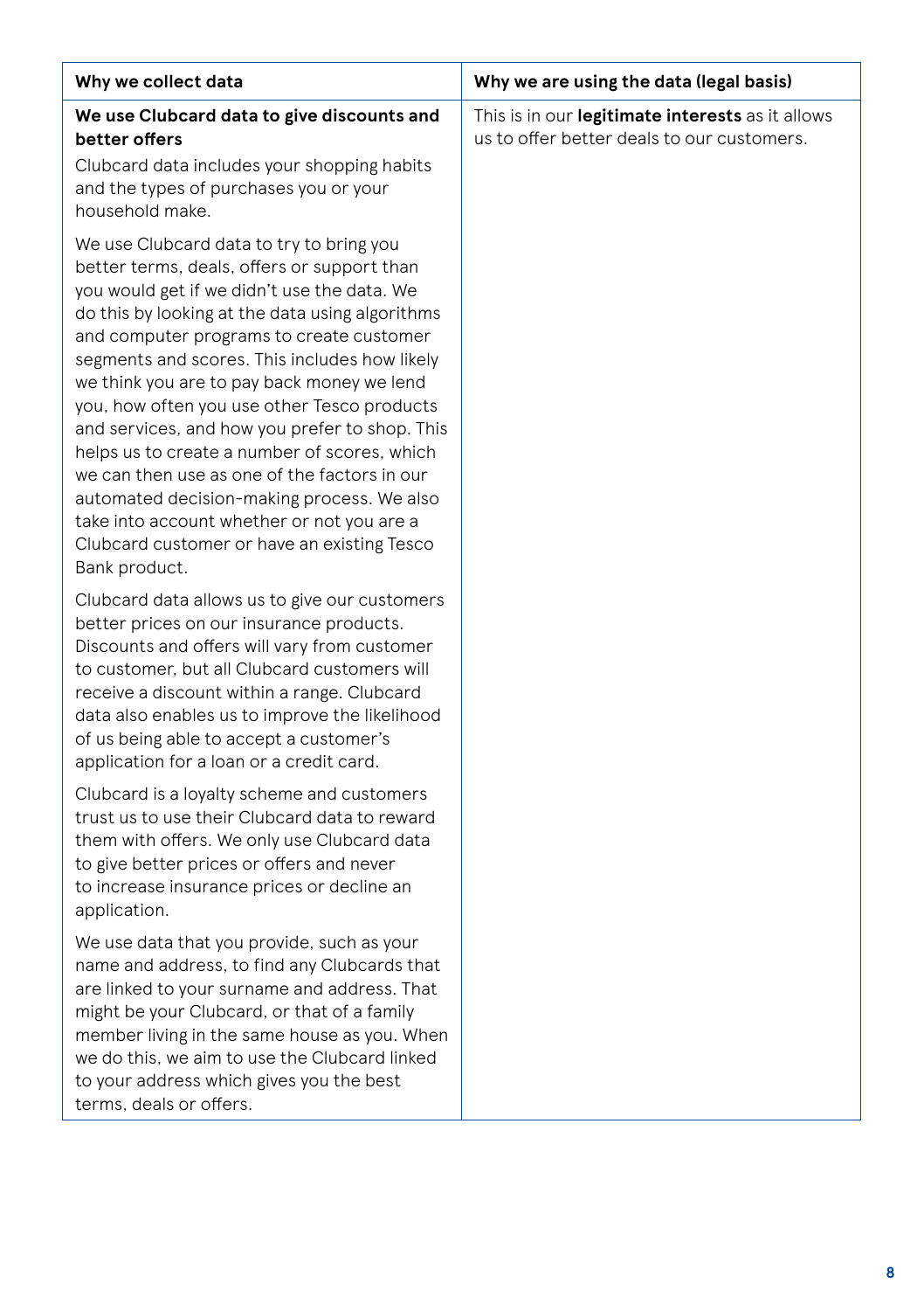| Why we collect data | Why we are using the data (legal basis) |
|---|---|
| **We use Clubcard data to give discounts and better offers**<br><br>Clubcard data includes your shopping habits and the types of purchases you or your household make.<br><br>We use Clubcard data to try to bring you better terms, deals, offers or support than you would get if we didn't use the data. We do this by looking at the data using algorithms and computer programs to create customer segments and scores. This includes how likely we think you are to pay back money we lend you, how often you use other Tesco products and services, and how you prefer to shop. This helps us to create a number of scores, which we can then use as one of the factors in our automated decision-making process. We also take into account whether or not you are a Clubcard customer or have an existing Tesco Bank product.<br><br>Clubcard data allows us to give our customers better prices on our insurance products. Discounts and offers will vary from customer to customer, but all Clubcard customers will receive a discount within a range. Clubcard data also enables us to improve the likelihood of us being able to accept a customer's application for a loan or a credit card.<br><br>Clubcard is a loyalty scheme and customers trust us to use their Clubcard data to reward them with offers. We only use Clubcard data to give better prices or offers and never to increase insurance prices or decline an application.<br><br>We use data that you provide, such as your name and address, to find any Clubcards that are linked to your surname and address. That might be your Clubcard, or that of a family member living in the same house as you. When we do this, we aim to use the Clubcard linked to your address which gives you the best terms, deals or offers. | This is in our **legitimate interests** as it allows us to offer better deals to our customers. |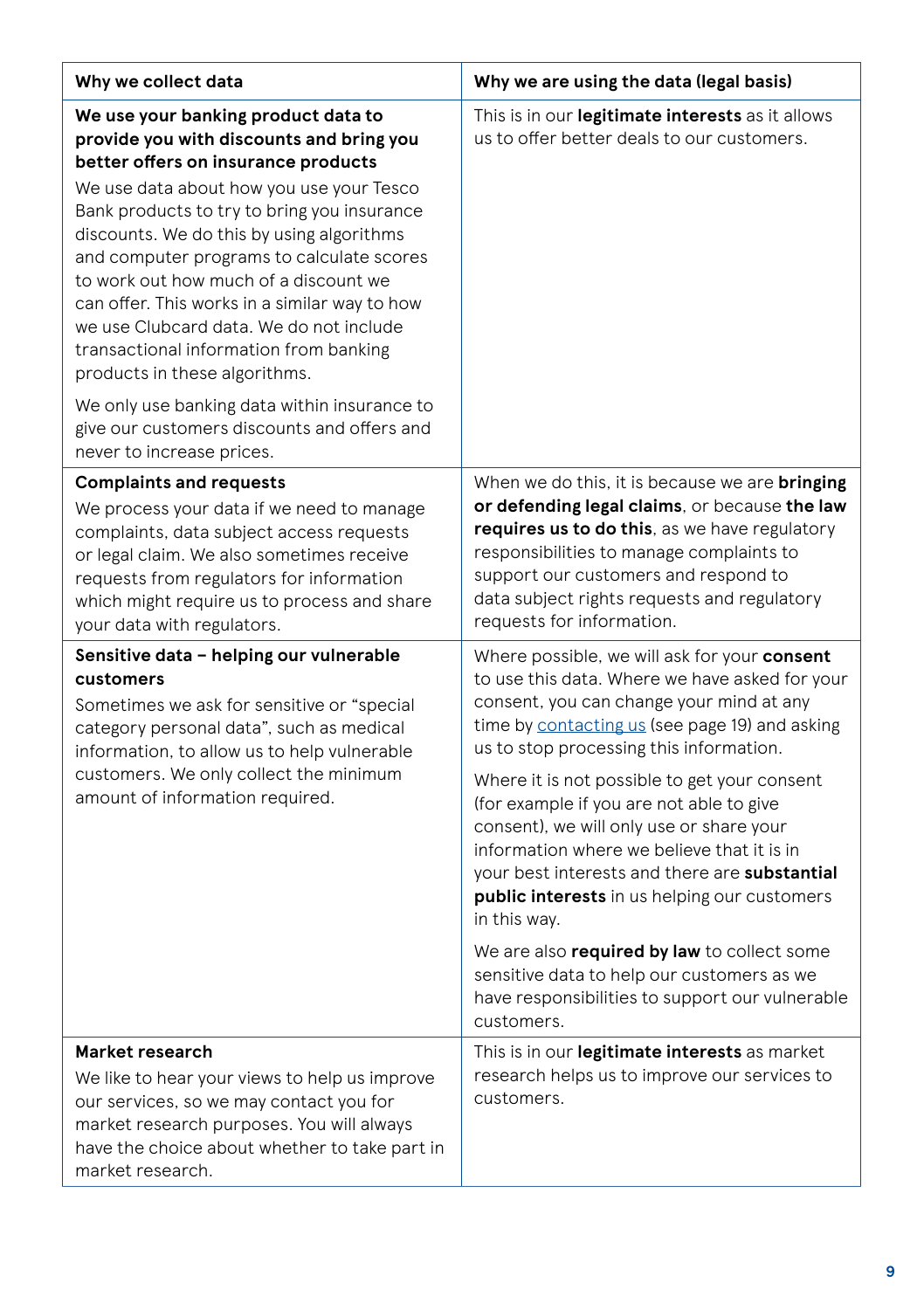| Why we collect data | Why we are using the data (legal basis) |
| --- | --- |
| **We use your banking product data to provide you with discounts and bring you better offers on insurance products**<br>We use data about how you use your Tesco Bank products to try to bring you insurance discounts. We do this by using algorithms and computer programs to calculate scores to work out how much of a discount we can offer. This works in a similar way to how we use Clubcard data. We do not include transactional information from banking products in these algorithms.<br>We only use banking data within insurance to give our customers discounts and offers and never to increase prices. | This is in our **legitimate interests** as it allows us to offer better deals to our customers. |
| **Complaints and requests**<br>We process your data if we need to manage complaints, data subject access requests or legal claim. We also sometimes receive requests from regulators for information which might require us to process and share your data with regulators. | When we do this, it is because we are **bringing or defending legal claims**, or because **the law requires us to do this**, as we have regulatory responsibilities to manage complaints to support our customers and respond to data subject rights requests and regulatory requests for information. |
| **Sensitive data – helping our vulnerable customers**<br>Sometimes we ask for sensitive or "special category personal data", such as medical information, to allow us to help vulnerable customers. We only collect the minimum amount of information required. | Where possible, we will ask for your **consent** to use this data. Where we have asked for your consent, you can change your mind at any time by contacting us (see page 19) and asking us to stop processing this information.<br>Where it is not possible to get your consent (for example if you are not able to give consent), we will only use or share your information where we believe that it is in your best interests and there are **substantial public interests** in us helping our customers in this way.<br>We are also **required by law** to collect some sensitive data to help our customers as we have responsibilities to support our vulnerable customers. |
| **Market research**<br>We like to hear your views to help us improve our services, so we may contact you for market research purposes. You will always have the choice about whether to take part in market research. | This is in our **legitimate interests** as market research helps us to improve our services to customers. |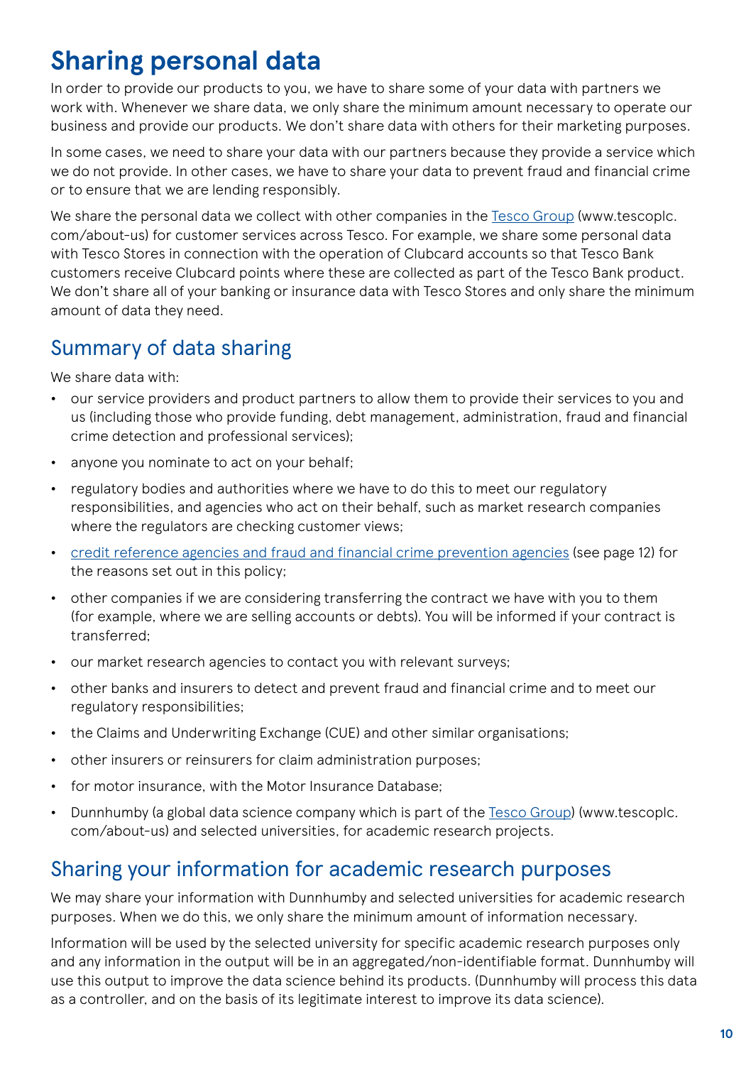# Sharing personal data

In order to provide our products to you, we have to share some of your data with partners we work with. Whenever we share data, we only share the minimum amount necessary to operate our business and provide our products. We don't share data with others for their marketing purposes.

In some cases, we need to share your data with our partners because they provide a service which we do not provide. In other cases, we have to share your data to prevent fraud and financial crime or to ensure that we are lending responsibly.

We share the personal data we collect with other companies in the Tesco Group (www.tescoplc.com/about-us) for customer services across Tesco. For example, we share some personal data with Tesco Stores in connection with the operation of Clubcard accounts so that Tesco Bank customers receive Clubcard points where these are collected as part of the Tesco Bank product. We don't share all of your banking or insurance data with Tesco Stores and only share the minimum amount of data they need.

## Summary of data sharing

We share data with:

- our service providers and product partners to allow them to provide their services to you and us (including those who provide funding, debt management, administration, fraud and financial crime detection and professional services);
- anyone you nominate to act on your behalf;
- regulatory bodies and authorities where we have to do this to meet our regulatory responsibilities, and agencies who act on their behalf, such as market research companies where the regulators are checking customer views;
- credit reference agencies and fraud and financial crime prevention agencies (see page 12) for the reasons set out in this policy;
- other companies if we are considering transferring the contract we have with you to them (for example, where we are selling accounts or debts). You will be informed if your contract is transferred;
- our market research agencies to contact you with relevant surveys;
- other banks and insurers to detect and prevent fraud and financial crime and to meet our regulatory responsibilities;
- the Claims and Underwriting Exchange (CUE) and other similar organisations;
- other insurers or reinsurers for claim administration purposes;
- for motor insurance, with the Motor Insurance Database;
- Dunnhumby (a global data science company which is part of the Tesco Group) (www.tescoplc.com/about-us) and selected universities, for academic research projects.

## Sharing your information for academic research purposes

We may share your information with Dunnhumby and selected universities for academic research purposes. When we do this, we only share the minimum amount of information necessary.

Information will be used by the selected university for specific academic research purposes only and any information in the output will be in an aggregated/non-identifiable format. Dunnhumby will use this output to improve the data science behind its products. (Dunnhumby will process this data as a controller, and on the basis of its legitimate interest to improve its data science).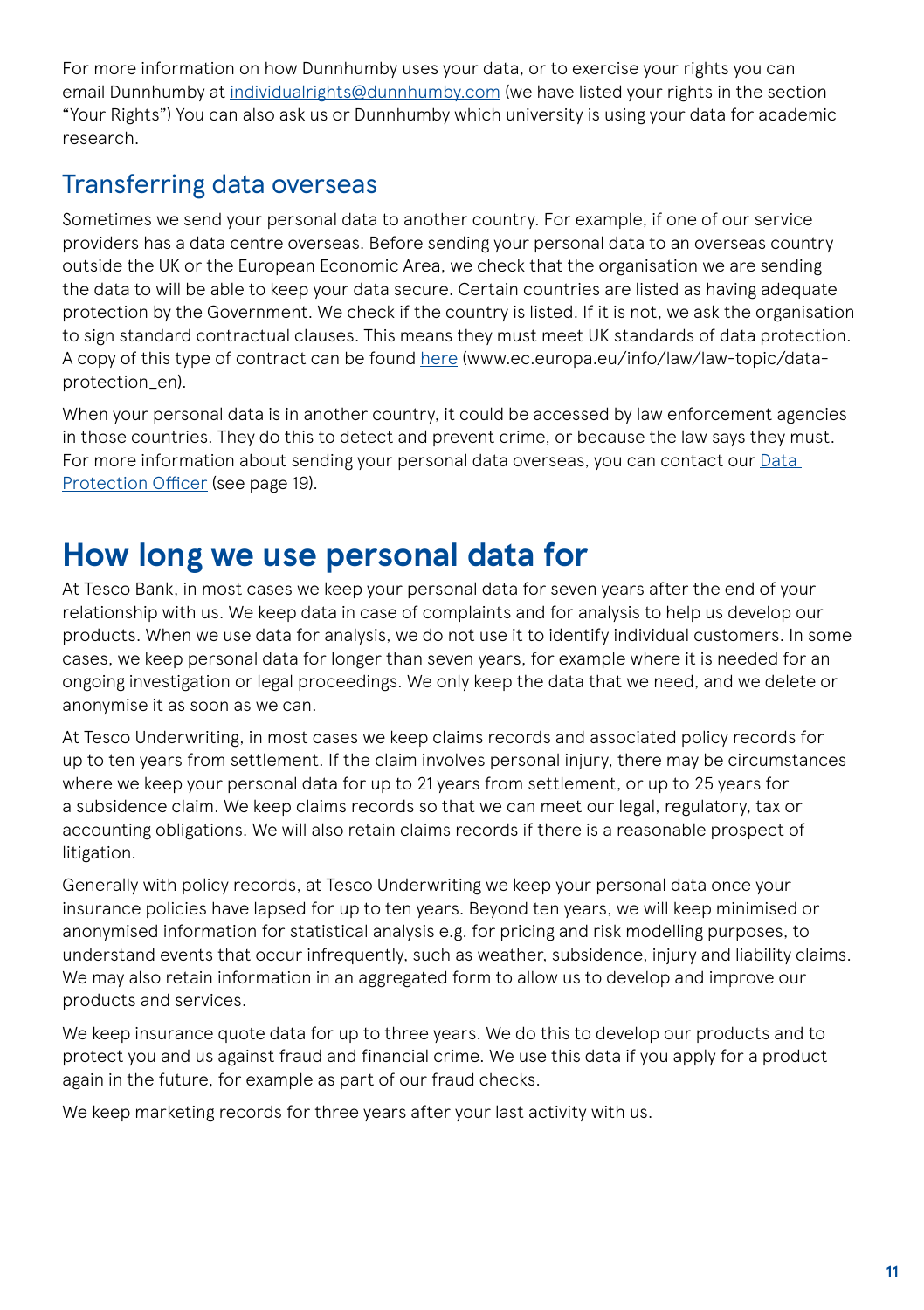For more information on how Dunnhumby uses your data, or to exercise your rights you can email Dunnhumby at [individualrights@dunnhumby.com](mailto:individualrights@dunnhumby.com) (we have listed your rights in the section "Your Rights") You can also ask us or Dunnhumby which university is using your data for academic research.

## Transferring data overseas

Sometimes we send your personal data to another country. For example, if one of our service providers has a data centre overseas. Before sending your personal data to an overseas country outside the UK or the European Economic Area, we check that the organisation we are sending the data to will be able to keep your data secure. Certain countries are listed as having adequate protection by the Government. We check if the country is listed. If it is not, we ask the organisation to sign standard contractual clauses. This means they must meet UK standards of data protection. A copy of this type of contract can be found [here](www.ec.europa.eu/info/law/law-topic/data-protection_en) (www.ec.europa.eu/info/law/law-topic/data-protection_en).

When your personal data is in another country, it could be accessed by law enforcement agencies in those countries. They do this to detect and prevent crime, or because the law says they must. For more information about sending your personal data overseas, you can contact our Data Protection Officer (see page 19).

# How long we use personal data for

At Tesco Bank, in most cases we keep your personal data for seven years after the end of your relationship with us. We keep data in case of complaints and for analysis to help us develop our products. When we use data for analysis, we do not use it to identify individual customers. In some cases, we keep personal data for longer than seven years, for example where it is needed for an ongoing investigation or legal proceedings. We only keep the data that we need, and we delete or anonymise it as soon as we can.

At Tesco Underwriting, in most cases we keep claims records and associated policy records for up to ten years from settlement. If the claim involves personal injury, there may be circumstances where we keep your personal data for up to 21 years from settlement, or up to 25 years for a subsidence claim. We keep claims records so that we can meet our legal, regulatory, tax or accounting obligations. We will also retain claims records if there is a reasonable prospect of litigation.

Generally with policy records, at Tesco Underwriting we keep your personal data once your insurance policies have lapsed for up to ten years. Beyond ten years, we will keep minimised or anonymised information for statistical analysis e.g. for pricing and risk modelling purposes, to understand events that occur infrequently, such as weather, subsidence, injury and liability claims. We may also retain information in an aggregated form to allow us to develop and improve our products and services.

We keep insurance quote data for up to three years. We do this to develop our products and to protect you and us against fraud and financial crime. We use this data if you apply for a product again in the future, for example as part of our fraud checks.

We keep marketing records for three years after your last activity with us.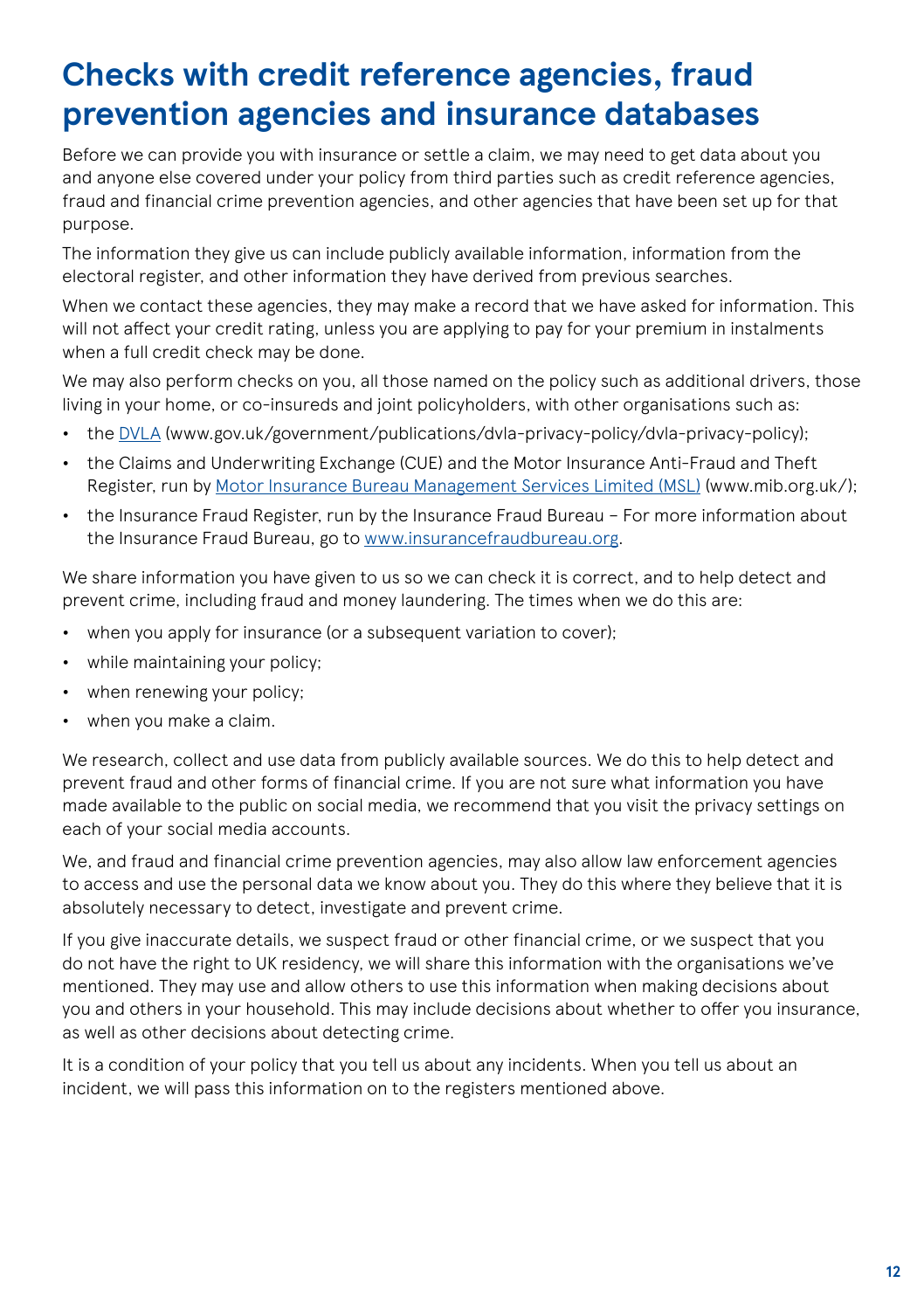# Checks with credit reference agencies, fraud prevention agencies and insurance databases

Before we can provide you with insurance or settle a claim, we may need to get data about you and anyone else covered under your policy from third parties such as credit reference agencies, fraud and financial crime prevention agencies, and other agencies that have been set up for that purpose.

The information they give us can include publicly available information, information from the electoral register, and other information they have derived from previous searches.

When we contact these agencies, they may make a record that we have asked for information. This will not affect your credit rating, unless you are applying to pay for your premium in instalments when a full credit check may be done.

We may also perform checks on you, all those named on the policy such as additional drivers, those living in your home, or co-insureds and joint policyholders, with other organisations such as:

- the DVLA (www.gov.uk/government/publications/dvla-privacy-policy/dvla-privacy-policy);
- the Claims and Underwriting Exchange (CUE) and the Motor Insurance Anti-Fraud and Theft Register, run by Motor Insurance Bureau Management Services Limited (MSL) (www.mib.org.uk/);
- the Insurance Fraud Register, run by the Insurance Fraud Bureau – For more information about the Insurance Fraud Bureau, go to www.insurancefraudbureau.org.

We share information you have given to us so we can check it is correct, and to help detect and prevent crime, including fraud and money laundering. The times when we do this are:

- when you apply for insurance (or a subsequent variation to cover);
- while maintaining your policy;
- when renewing your policy;
- when you make a claim.

We research, collect and use data from publicly available sources. We do this to help detect and prevent fraud and other forms of financial crime. If you are not sure what information you have made available to the public on social media, we recommend that you visit the privacy settings on each of your social media accounts.

We, and fraud and financial crime prevention agencies, may also allow law enforcement agencies to access and use the personal data we know about you. They do this where they believe that it is absolutely necessary to detect, investigate and prevent crime.

If you give inaccurate details, we suspect fraud or other financial crime, or we suspect that you do not have the right to UK residency, we will share this information with the organisations we've mentioned. They may use and allow others to use this information when making decisions about you and others in your household. This may include decisions about whether to offer you insurance, as well as other decisions about detecting crime.

It is a condition of your policy that you tell us about any incidents. When you tell us about an incident, we will pass this information on to the registers mentioned above.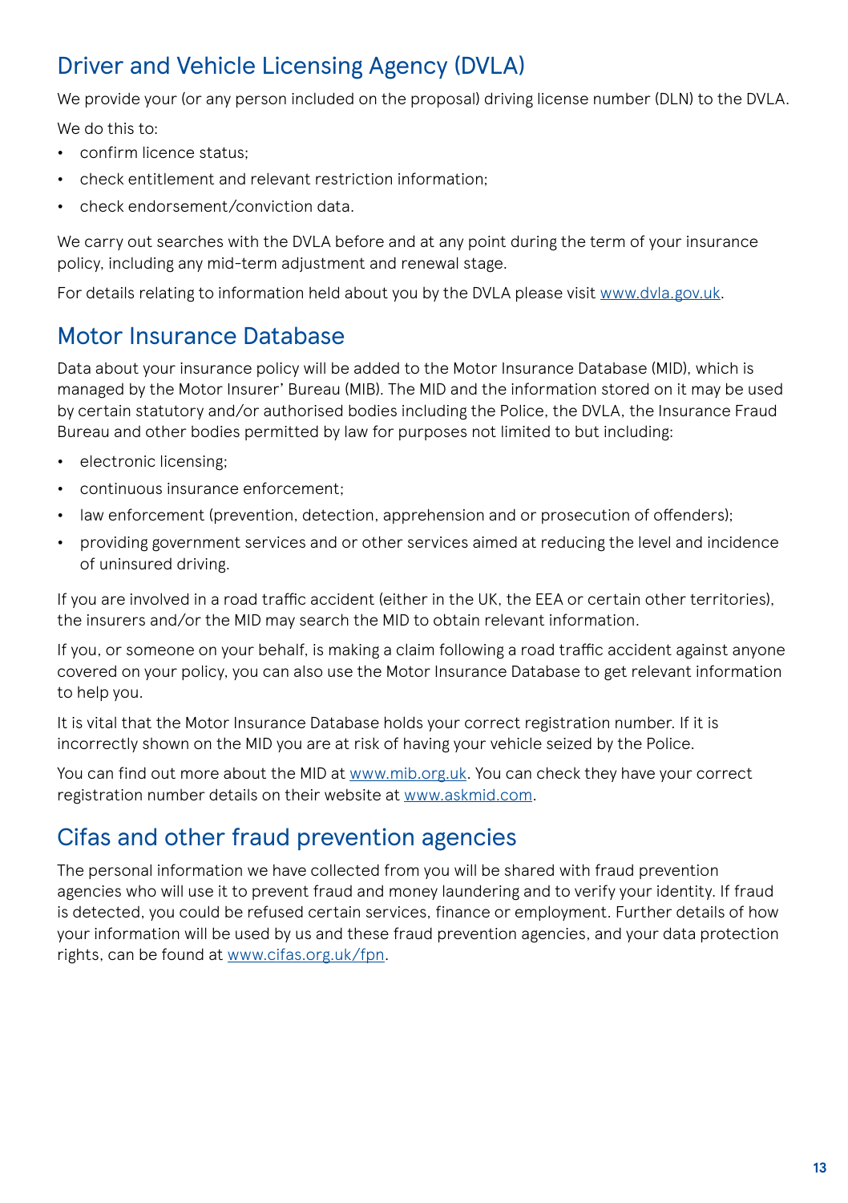## Driver and Vehicle Licensing Agency (DVLA)

We provide your (or any person included on the proposal) driving license number (DLN) to the DVLA.

We do this to:

- confirm licence status;
- check entitlement and relevant restriction information;
- check endorsement/conviction data.

We carry out searches with the DVLA before and at any point during the term of your insurance policy, including any mid-term adjustment and renewal stage.

For details relating to information held about you by the DVLA please visit www.dvla.gov.uk.

## Motor Insurance Database

Data about your insurance policy will be added to the Motor Insurance Database (MID), which is managed by the Motor Insurer' Bureau (MIB). The MID and the information stored on it may be used by certain statutory and/or authorised bodies including the Police, the DVLA, the Insurance Fraud Bureau and other bodies permitted by law for purposes not limited to but including:

- electronic licensing;
- continuous insurance enforcement;
- law enforcement (prevention, detection, apprehension and or prosecution of offenders);
- providing government services and or other services aimed at reducing the level and incidence of uninsured driving.

If you are involved in a road traffic accident (either in the UK, the EEA or certain other territories), the insurers and/or the MID may search the MID to obtain relevant information.

If you, or someone on your behalf, is making a claim following a road traffic accident against anyone covered on your policy, you can also use the Motor Insurance Database to get relevant information to help you.

It is vital that the Motor Insurance Database holds your correct registration number. If it is incorrectly shown on the MID you are at risk of having your vehicle seized by the Police.

You can find out more about the MID at www.mib.org.uk. You can check they have your correct registration number details on their website at www.askmid.com.

## Cifas and other fraud prevention agencies

The personal information we have collected from you will be shared with fraud prevention agencies who will use it to prevent fraud and money laundering and to verify your identity. If fraud is detected, you could be refused certain services, finance or employment. Further details of how your information will be used by us and these fraud prevention agencies, and your data protection rights, can be found at www.cifas.org.uk/fpn.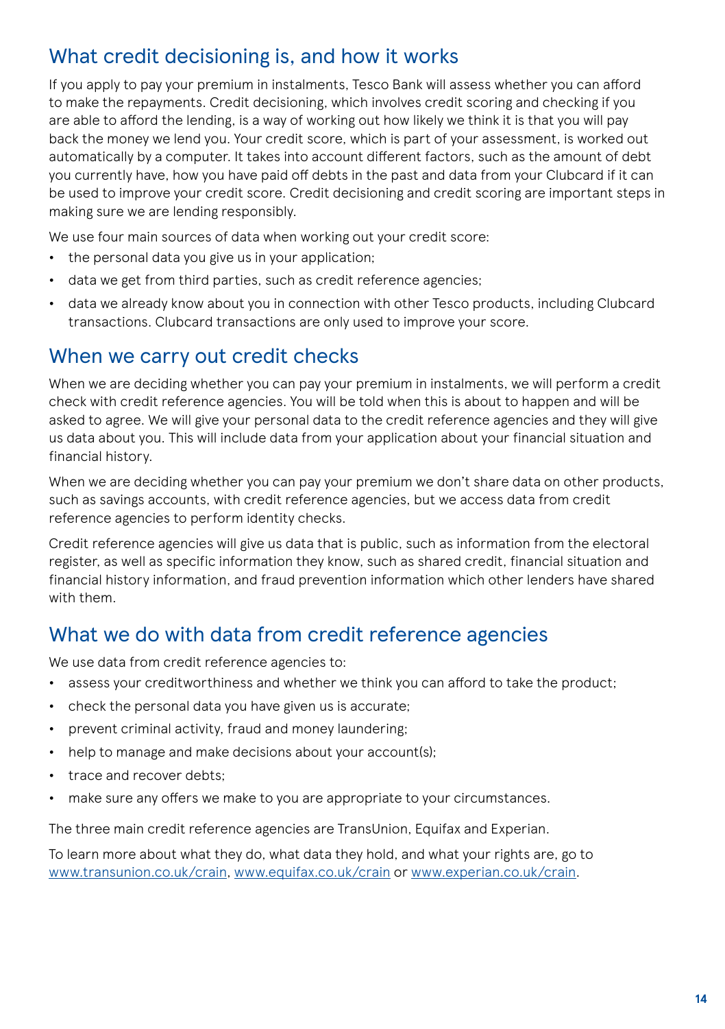## What credit decisioning is, and how it works

If you apply to pay your premium in instalments, Tesco Bank will assess whether you can afford to make the repayments. Credit decisioning, which involves credit scoring and checking if you are able to afford the lending, is a way of working out how likely we think it is that you will pay back the money we lend you. Your credit score, which is part of your assessment, is worked out automatically by a computer. It takes into account different factors, such as the amount of debt you currently have, how you have paid off debts in the past and data from your Clubcard if it can be used to improve your credit score. Credit decisioning and credit scoring are important steps in making sure we are lending responsibly.

We use four main sources of data when working out your credit score:

- the personal data you give us in your application;
- data we get from third parties, such as credit reference agencies;
- data we already know about you in connection with other Tesco products, including Clubcard transactions. Clubcard transactions are only used to improve your score.

## When we carry out credit checks

When we are deciding whether you can pay your premium in instalments, we will perform a credit check with credit reference agencies. You will be told when this is about to happen and will be asked to agree. We will give your personal data to the credit reference agencies and they will give us data about you. This will include data from your application about your financial situation and financial history.

When we are deciding whether you can pay your premium we don't share data on other products, such as savings accounts, with credit reference agencies, but we access data from credit reference agencies to perform identity checks.

Credit reference agencies will give us data that is public, such as information from the electoral register, as well as specific information they know, such as shared credit, financial situation and financial history information, and fraud prevention information which other lenders have shared with them.

## What we do with data from credit reference agencies

We use data from credit reference agencies to:

- assess your creditworthiness and whether we think you can afford to take the product;
- check the personal data you have given us is accurate;
- prevent criminal activity, fraud and money laundering;
- help to manage and make decisions about your account(s);
- trace and recover debts;
- make sure any offers we make to you are appropriate to your circumstances.

The three main credit reference agencies are TransUnion, Equifax and Experian.

To learn more about what they do, what data they hold, and what your rights are, go to www.transunion.co.uk/crain, www.equifax.co.uk/crain or www.experian.co.uk/crain.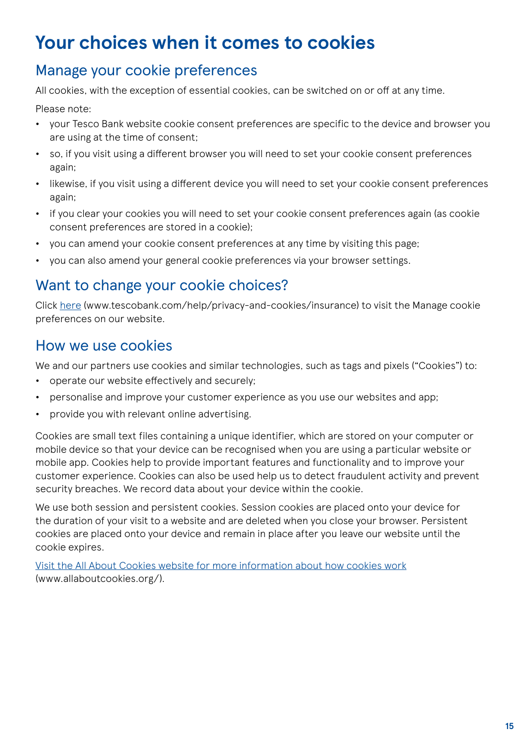# Your choices when it comes to cookies

## Manage your cookie preferences

All cookies, with the exception of essential cookies, can be switched on or off at any time.

Please note:

- your Tesco Bank website cookie consent preferences are specific to the device and browser you are using at the time of consent;
- so, if you visit using a different browser you will need to set your cookie consent preferences again;
- likewise, if you visit using a different device you will need to set your cookie consent preferences again;
- if you clear your cookies you will need to set your cookie consent preferences again (as cookie consent preferences are stored in a cookie);
- you can amend your cookie consent preferences at any time by visiting this page;
- you can also amend your general cookie preferences via your browser settings.

## Want to change your cookie choices?

Click here (www.tescobank.com/help/privacy-and-cookies/insurance) to visit the Manage cookie preferences on our website.

## How we use cookies

We and our partners use cookies and similar technologies, such as tags and pixels ("Cookies") to:

- operate our website effectively and securely;
- personalise and improve your customer experience as you use our websites and app;
- provide you with relevant online advertising.

Cookies are small text files containing a unique identifier, which are stored on your computer or mobile device so that your device can be recognised when you are using a particular website or mobile app. Cookies help to provide important features and functionality and to improve your customer experience. Cookies can also be used help us to detect fraudulent activity and prevent security breaches. We record data about your device within the cookie.

We use both session and persistent cookies. Session cookies are placed onto your device for the duration of your visit to a website and are deleted when you close your browser. Persistent cookies are placed onto your device and remain in place after you leave our website until the cookie expires.

Visit the All About Cookies website for more information about how cookies work (www.allaboutcookies.org/).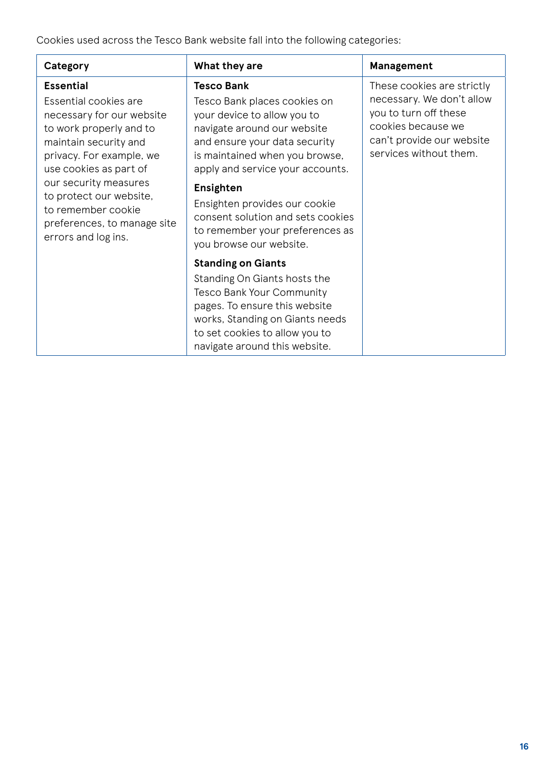Cookies used across the Tesco Bank website fall into the following categories:

| Category | What they are | Management |
| --- | --- | --- |
| **Essential**<br>Essential cookies are necessary for our website to work properly and to maintain security and privacy. For example, we use cookies as part of our security measures to protect our website, to remember cookie preferences, to manage site errors and log ins. | **Tesco Bank**<br>Tesco Bank places cookies on your device to allow you to navigate around our website and ensure your data security is maintained when you browse, apply and service your accounts.<br>**Ensighten**<br>Ensighten provides our cookie consent solution and sets cookies to remember your preferences as you browse our website.<br>**Standing on Giants**<br>Standing On Giants hosts the Tesco Bank Your Community pages. To ensure this website works, Standing on Giants needs to set cookies to allow you to navigate around this website. | These cookies are strictly necessary. We don't allow you to turn off these cookies because we can't provide our website services without them. |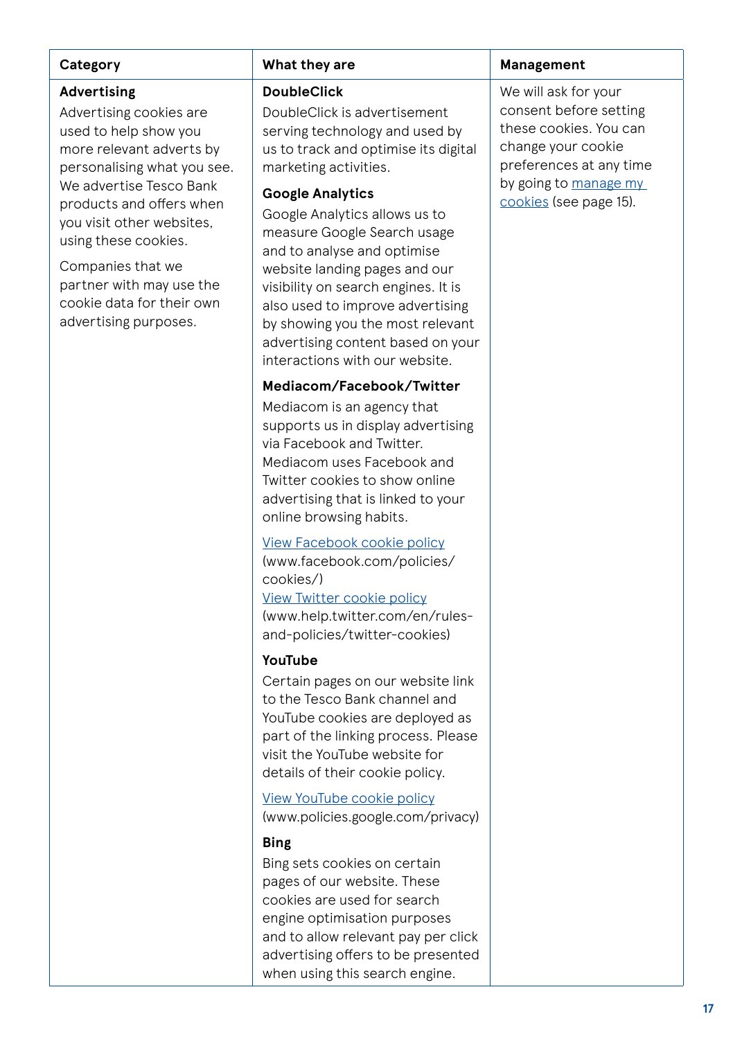| Category | What they are | Management |
|---|---|---|
| **Advertising**<br>Advertising cookies are used to help show you more relevant adverts by personalising what you see. We advertise Tesco Bank products and offers when you visit other websites, using these cookies.<br><br>Companies that we partner with may use the cookie data for their own advertising purposes. | **DoubleClick**<br>DoubleClick is advertisement serving technology and used by us to track and optimise its digital marketing activities.<br><br>**Google Analytics**<br>Google Analytics allows us to measure Google Search usage and to analyse and optimise website landing pages and our visibility on search engines. It is also used to improve advertising by showing you the most relevant advertising content based on your interactions with our website.<br><br>**Mediacom/Facebook/Twitter**<br>Mediacom is an agency that supports us in display advertising via Facebook and Twitter. Mediacom uses Facebook and Twitter cookies to show online advertising that is linked to your online browsing habits.<br><br>View Facebook cookie policy (www.facebook.com/policies/cookies/)<br>View Twitter cookie policy (www.help.twitter.com/en/rules-and-policies/twitter-cookies)<br><br>**YouTube**<br>Certain pages on our website link to the Tesco Bank channel and YouTube cookies are deployed as part of the linking process. Please visit the YouTube website for details of their cookie policy.<br><br>View YouTube cookie policy (www.policies.google.com/privacy)<br><br>**Bing**<br>Bing sets cookies on certain pages of our website. These cookies are used for search engine optimisation purposes and to allow relevant pay per click advertising offers to be presented when using this search engine. | We will ask for your consent before setting these cookies. You can change your cookie preferences at any time by going to manage my cookies (see page 15). |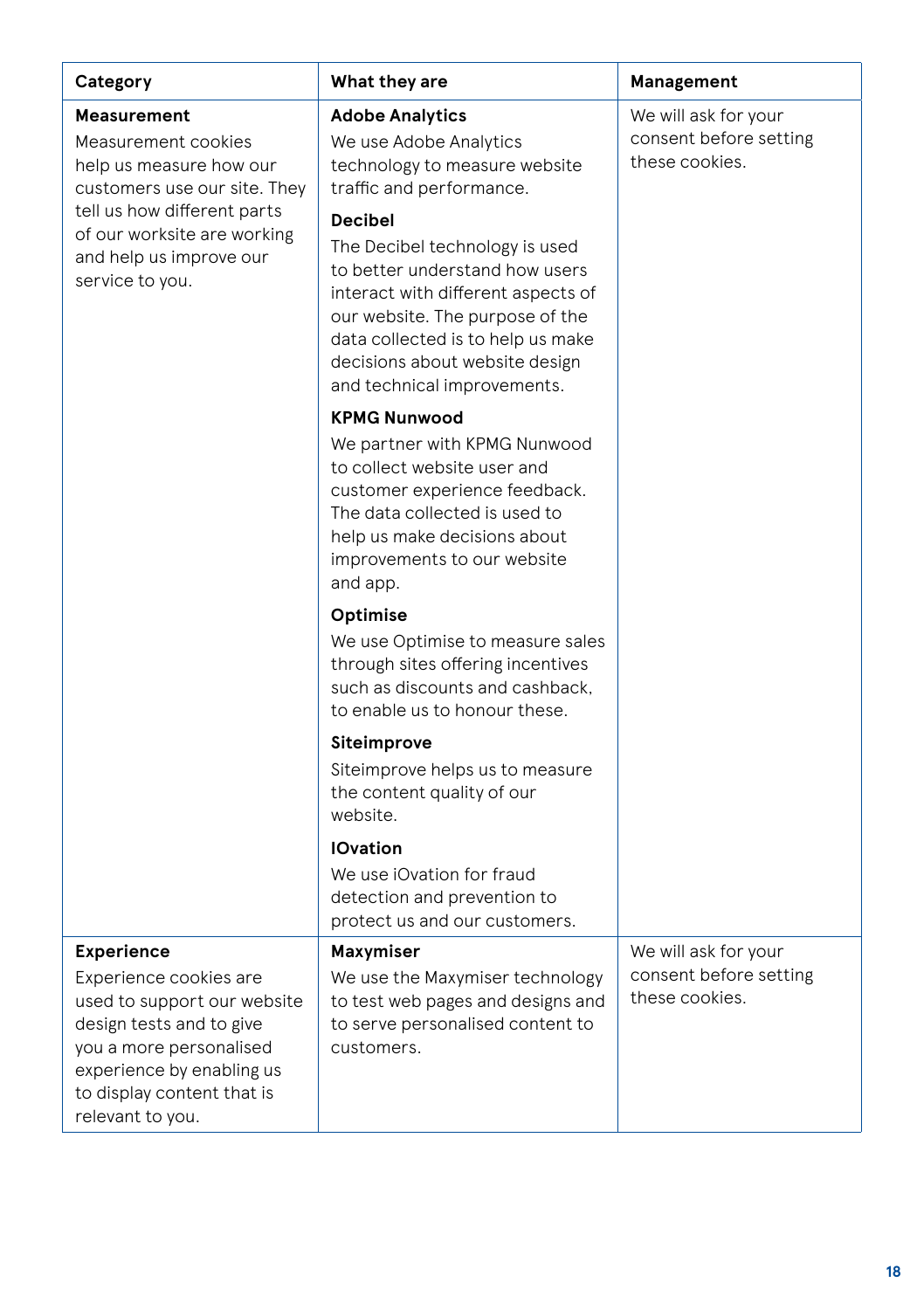| Category | What they are | Management |
| --- | --- | --- |
| **Measurement**<br>Measurement cookies help us measure how our customers use our site. They tell us how different parts of our worksite are working and help us improve our service to you. | **Adobe Analytics**<br>We use Adobe Analytics technology to measure website traffic and performance.<br>**Decibel**<br>The Decibel technology is used to better understand how users interact with different aspects of our website. The purpose of the data collected is to help us make decisions about website design and technical improvements.<br>**KPMG Nunwood**<br>We partner with KPMG Nunwood to collect website user and customer experience feedback. The data collected is used to help us make decisions about improvements to our website and app.<br>**Optimise**<br>We use Optimise to measure sales through sites offering incentives such as discounts and cashback, to enable us to honour these.<br>**Siteimprove**<br>Siteimprove helps us to measure the content quality of our website.<br>**IOvation**<br>We use iOvation for fraud detection and prevention to protect us and our customers. | We will ask for your consent before setting these cookies. |
| **Experience**<br>Experience cookies are used to support our website design tests and to give you a more personalised experience by enabling us to display content that is relevant to you. | **Maxymiser**<br>We use the Maxymiser technology to test web pages and designs and to serve personalised content to customers. | We will ask for your consent before setting these cookies. |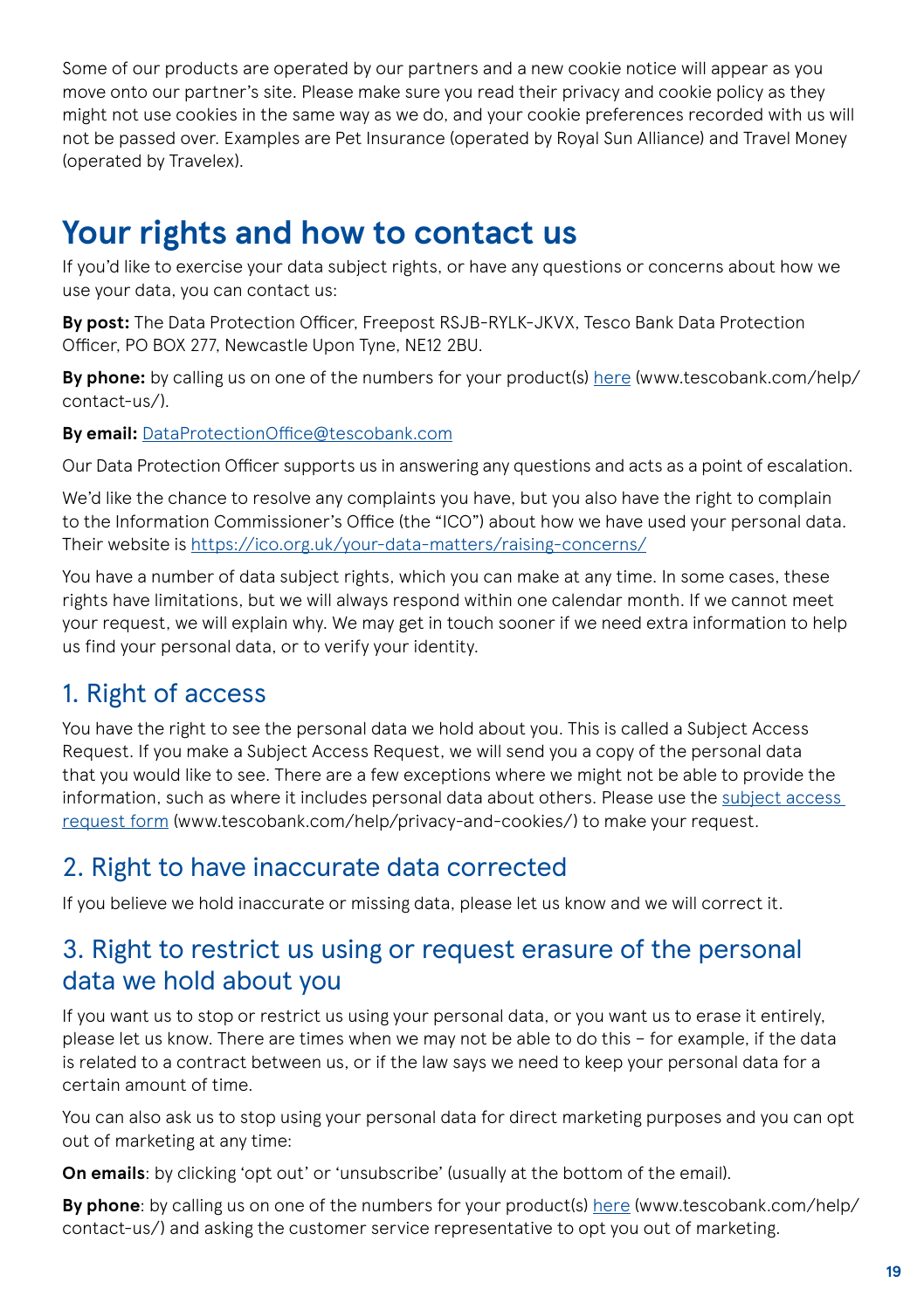Some of our products are operated by our partners and a new cookie notice will appear as you move onto our partner's site. Please make sure you read their privacy and cookie policy as they might not use cookies in the same way as we do, and your cookie preferences recorded with us will not be passed over. Examples are Pet Insurance (operated by Royal Sun Alliance) and Travel Money (operated by Travelex).

# Your rights and how to contact us

If you'd like to exercise your data subject rights, or have any questions or concerns about how we use your data, you can contact us:

**By post:** The Data Protection Officer, Freepost RSJB-RYLK-JKVX, Tesco Bank Data Protection Officer, PO BOX 277, Newcastle Upon Tyne, NE12 2BU.

**By phone:** by calling us on one of the numbers for your product(s) here (www.tescobank.com/help/contact-us/).

**By email:** DataProtectionOffice@tescobank.com

Our Data Protection Officer supports us in answering any questions and acts as a point of escalation.

We'd like the chance to resolve any complaints you have, but you also have the right to complain to the Information Commissioner's Office (the "ICO") about how we have used your personal data. Their website is https://ico.org.uk/your-data-matters/raising-concerns/

You have a number of data subject rights, which you can make at any time. In some cases, these rights have limitations, but we will always respond within one calendar month. If we cannot meet your request, we will explain why. We may get in touch sooner if we need extra information to help us find your personal data, or to verify your identity.

## 1. Right of access

You have the right to see the personal data we hold about you. This is called a Subject Access Request. If you make a Subject Access Request, we will send you a copy of the personal data that you would like to see. There are a few exceptions where we might not be able to provide the information, such as where it includes personal data about others. Please use the subject access request form (www.tescobank.com/help/privacy-and-cookies/) to make your request.

## 2. Right to have inaccurate data corrected

If you believe we hold inaccurate or missing data, please let us know and we will correct it.

## 3. Right to restrict us using or request erasure of the personal data we hold about you

If you want us to stop or restrict us using your personal data, or you want us to erase it entirely, please let us know. There are times when we may not be able to do this – for example, if the data is related to a contract between us, or if the law says we need to keep your personal data for a certain amount of time.

You can also ask us to stop using your personal data for direct marketing purposes and you can opt out of marketing at any time:

**On emails**: by clicking 'opt out' or 'unsubscribe' (usually at the bottom of the email).

**By phone**: by calling us on one of the numbers for your product(s) here (www.tescobank.com/help/contact-us/) and asking the customer service representative to opt you out of marketing.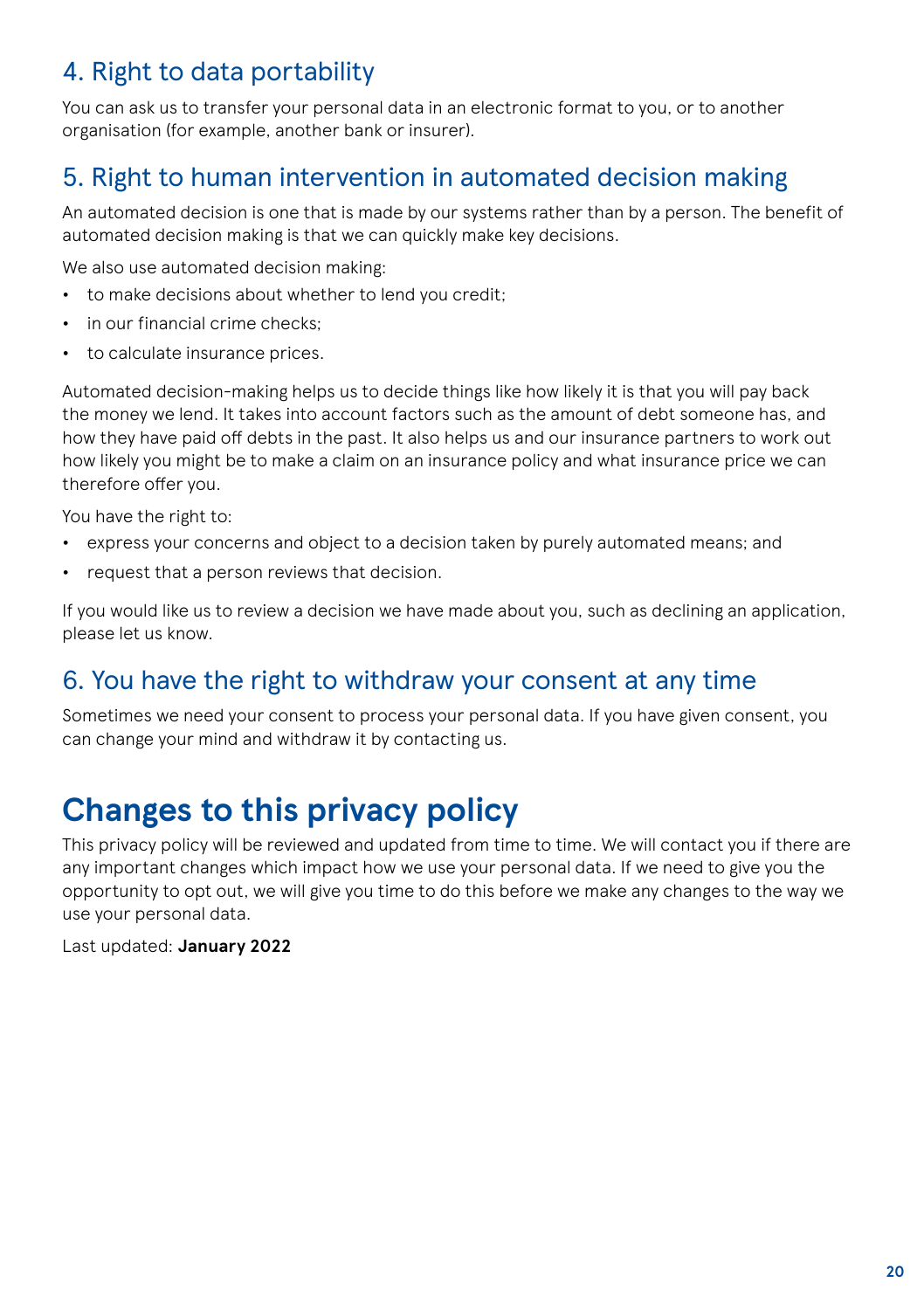### 4. Right to data portability

You can ask us to transfer your personal data in an electronic format to you, or to another organisation (for example, another bank or insurer).

### 5. Right to human intervention in automated decision making

An automated decision is one that is made by our systems rather than by a person. The benefit of automated decision making is that we can quickly make key decisions.

We also use automated decision making:

- to make decisions about whether to lend you credit;
- in our financial crime checks;
- to calculate insurance prices.

Automated decision-making helps us to decide things like how likely it is that you will pay back the money we lend. It takes into account factors such as the amount of debt someone has, and how they have paid off debts in the past. It also helps us and our insurance partners to work out how likely you might be to make a claim on an insurance policy and what insurance price we can therefore offer you.

You have the right to:

- express your concerns and object to a decision taken by purely automated means; and
- request that a person reviews that decision.

If you would like us to review a decision we have made about you, such as declining an application, please let us know.

### 6. You have the right to withdraw your consent at any time

Sometimes we need your consent to process your personal data. If you have given consent, you can change your mind and withdraw it by contacting us.

## Changes to this privacy policy

This privacy policy will be reviewed and updated from time to time. We will contact you if there are any important changes which impact how we use your personal data. If we need to give you the opportunity to opt out, we will give you time to do this before we make any changes to the way we use your personal data.

Last updated: **January 2022**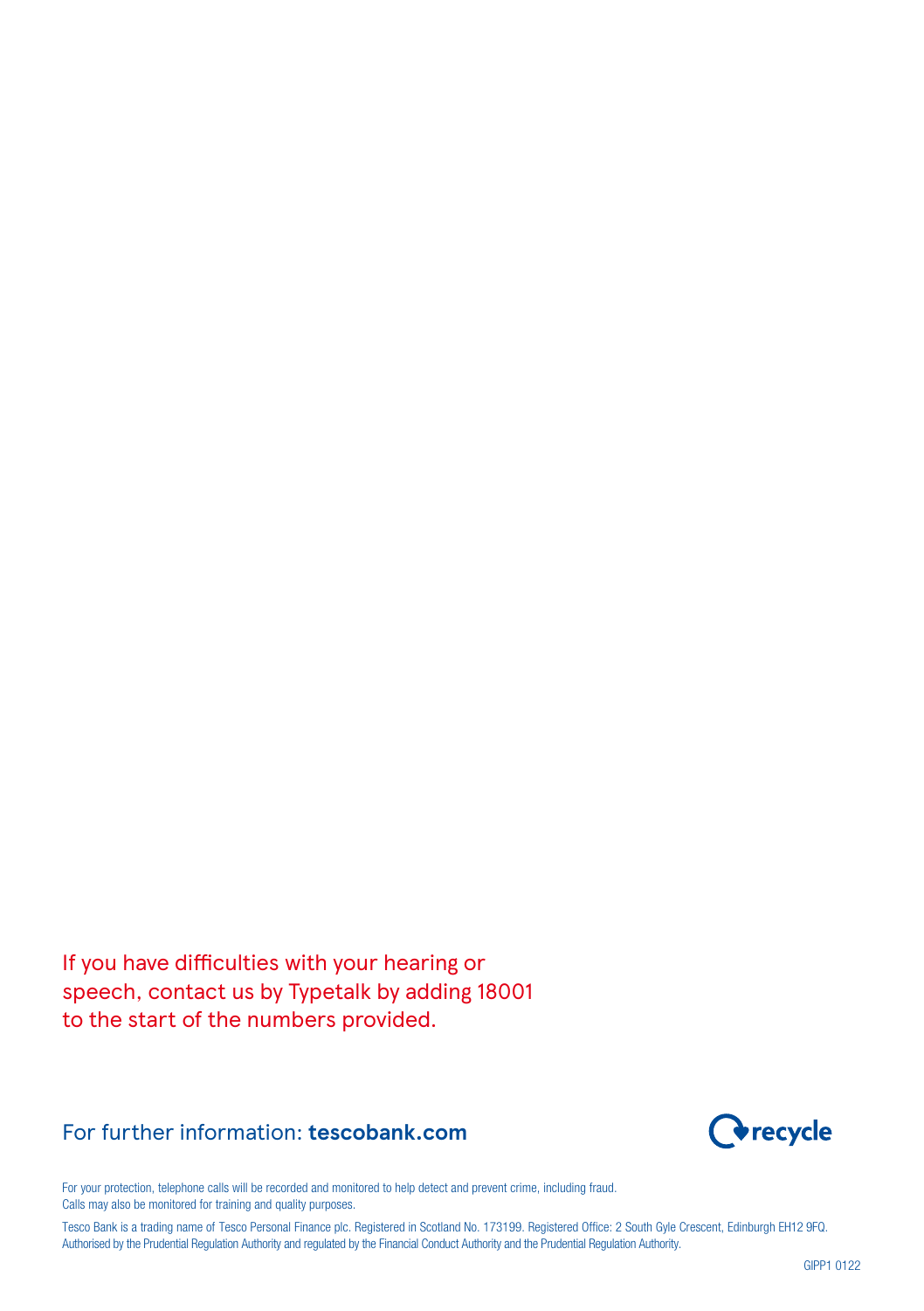If you have difficulties with your hearing or speech, contact us by Typetalk by adding 18001 to the start of the numbers provided.

For further information: **tescobank.com**

recycle

For your protection, telephone calls will be recorded and monitored to help detect and prevent crime, including fraud.
Calls may also be monitored for training and quality purposes.

Tesco Bank is a trading name of Tesco Personal Finance plc. Registered in Scotland No. 173199. Registered Office: 2 South Gyle Crescent, Edinburgh EH12 9FQ.
Authorised by the Prudential Regulation Authority and regulated by the Financial Conduct Authority and the Prudential Regulation Authority.

GIPP1 0122